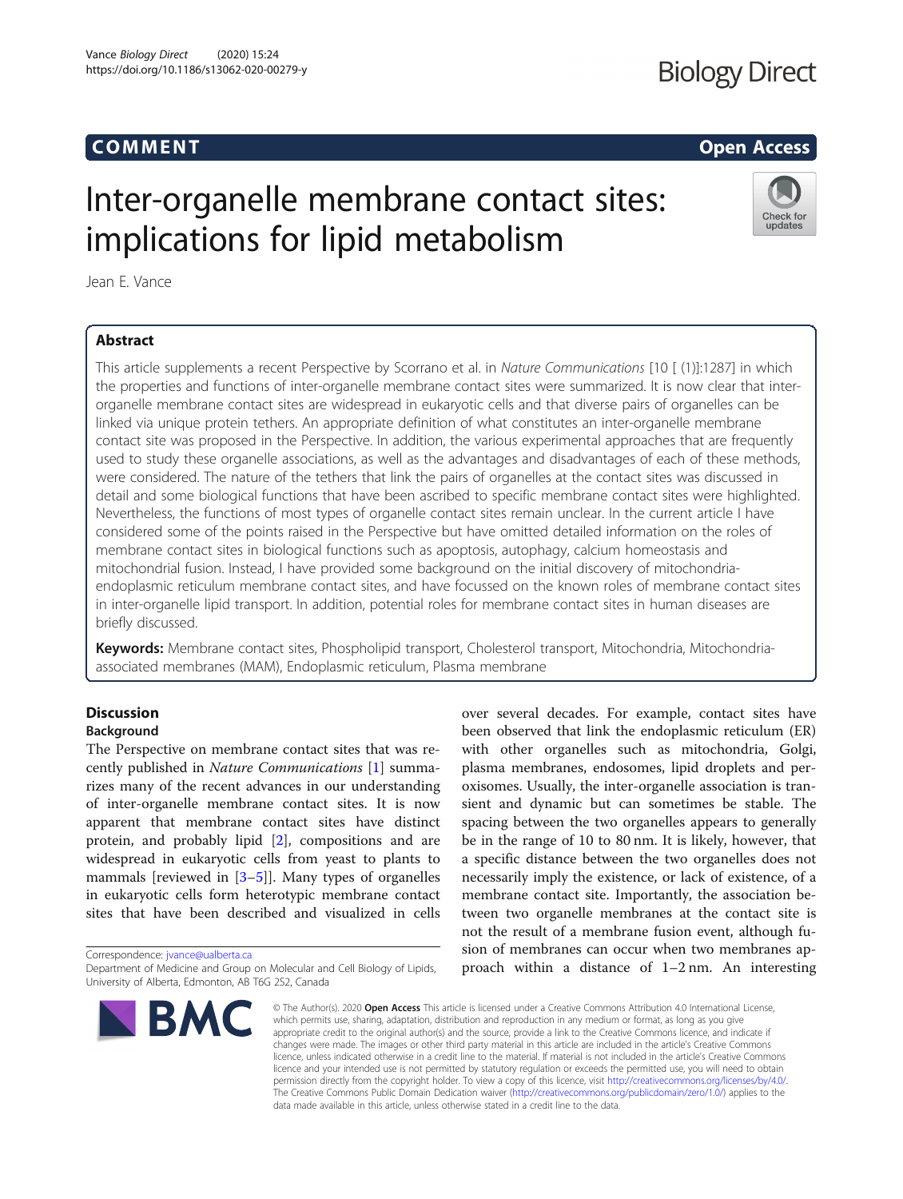COMMENT

Open Access

# Inter-organelle membrane contact sites: implications for lipid metabolism

Jean E. Vance

## Abstract

This article supplements a recent Perspective by Scorrano et al. in *Nature Communications* [10 [ (1)]:1287] in which the properties and functions of inter-organelle membrane contact sites were summarized. It is now clear that inter-organelle membrane contact sites are widespread in eukaryotic cells and that diverse pairs of organelles can be linked via unique protein tethers. An appropriate definition of what constitutes an inter-organelle membrane contact site was proposed in the Perspective. In addition, the various experimental approaches that are frequently used to study these organelle associations, as well as the advantages and disadvantages of each of these methods, were considered. The nature of the tethers that link the pairs of organelles at the contact sites was discussed in detail and some biological functions that have been ascribed to specific membrane contact sites were highlighted. Nevertheless, the functions of most types of organelle contact sites remain unclear. In the current article I have considered some of the points raised in the Perspective but have omitted detailed information on the roles of membrane contact sites in biological functions such as apoptosis, autophagy, calcium homeostasis and mitochondrial fusion. Instead, I have provided some background on the initial discovery of mitochondria-endoplasmic reticulum membrane contact sites, and have focussed on the known roles of membrane contact sites in inter-organelle lipid transport. In addition, potential roles for membrane contact sites in human diseases are briefly discussed.

**Keywords:** Membrane contact sites, Phospholipid transport, Cholesterol transport, Mitochondria, Mitochondria-associated membranes (MAM), Endoplasmic reticulum, Plasma membrane

## Discussion

### Background

The Perspective on membrane contact sites that was recently published in *Nature Communications* [1] summarizes many of the recent advances in our understanding of inter-organelle membrane contact sites. It is now apparent that membrane contact sites have distinct protein, and probably lipid [2], compositions and are widespread in eukaryotic cells from yeast to plants to mammals [reviewed in [3–5]]. Many types of organelles in eukaryotic cells form heterotypic membrane contact sites that have been described and visualized in cells over several decades. For example, contact sites have been observed that link the endoplasmic reticulum (ER) with other organelles such as mitochondria, Golgi, plasma membranes, endosomes, lipid droplets and peroxisomes. Usually, the inter-organelle association is transient and dynamic but can sometimes be stable. The spacing between the two organelles appears to generally be in the range of 10 to 80 nm. It is likely, however, that a specific distance between the two organelles does not necessarily imply the existence, or lack of existence, of a membrane contact site. Importantly, the association between two organelle membranes at the contact site is not the result of a membrane fusion event, although fusion of membranes can occur when two membranes approach within a distance of 1–2 nm. An interesting

Correspondence: jvance@ualberta.ca
Department of Medicine and Group on Molecular and Cell Biology of Lipids, University of Alberta, Edmonton, AB T6G 2S2, Canada

© The Author(s). 2020 **Open Access** This article is licensed under a Creative Commons Attribution 4.0 International License, which permits use, sharing, adaptation, distribution and reproduction in any medium or format, as long as you give appropriate credit to the original author(s) and the source, provide a link to the Creative Commons licence, and indicate if changes were made. The images or other third party material in this article are included in the article's Creative Commons licence, unless indicated otherwise in a credit line to the material. If material is not included in the article's Creative Commons licence and your intended use is not permitted by statutory regulation or exceeds the permitted use, you will need to obtain permission directly from the copyright holder. To view a copy of this licence, visit http://creativecommons.org/licenses/by/4.0/. The Creative Commons Public Domain Dedication waiver (http://creativecommons.org/publicdomain/zero/1.0/) applies to the data made available in this article, unless otherwise stated in a credit line to the data.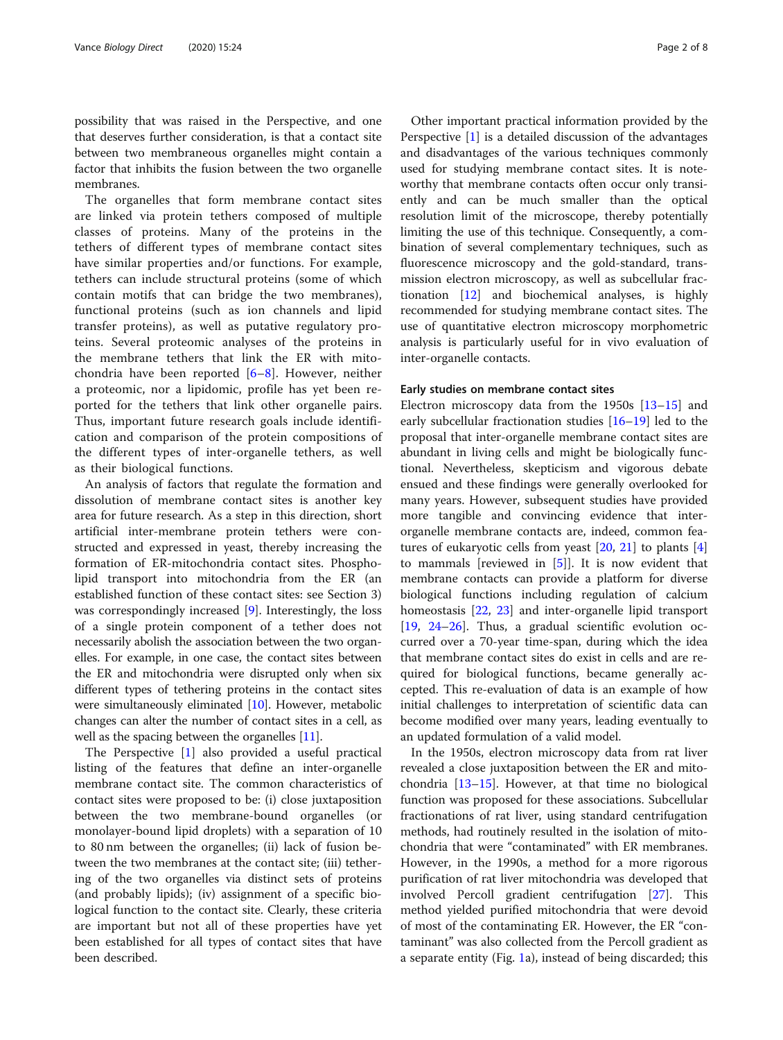possibility that was raised in the Perspective, and one that deserves further consideration, is that a contact site between two membraneous organelles might contain a factor that inhibits the fusion between the two organelle membranes.

The organelles that form membrane contact sites are linked via protein tethers composed of multiple classes of proteins. Many of the proteins in the tethers of different types of membrane contact sites have similar properties and/or functions. For example, tethers can include structural proteins (some of which contain motifs that can bridge the two membranes), functional proteins (such as ion channels and lipid transfer proteins), as well as putative regulatory proteins. Several proteomic analyses of the proteins in the membrane tethers that link the ER with mitochondria have been reported [6–8]. However, neither a proteomic, nor a lipidomic, profile has yet been reported for the tethers that link other organelle pairs. Thus, important future research goals include identification and comparison of the protein compositions of the different types of inter-organelle tethers, as well as their biological functions.

An analysis of factors that regulate the formation and dissolution of membrane contact sites is another key area for future research. As a step in this direction, short artificial inter-membrane protein tethers were constructed and expressed in yeast, thereby increasing the formation of ER-mitochondria contact sites. Phospholipid transport into mitochondria from the ER (an established function of these contact sites: see Section 3) was correspondingly increased [9]. Interestingly, the loss of a single protein component of a tether does not necessarily abolish the association between the two organelles. For example, in one case, the contact sites between the ER and mitochondria were disrupted only when six different types of tethering proteins in the contact sites were simultaneously eliminated [10]. However, metabolic changes can alter the number of contact sites in a cell, as well as the spacing between the organelles [11].

The Perspective [1] also provided a useful practical listing of the features that define an inter-organelle membrane contact site. The common characteristics of contact sites were proposed to be: (i) close juxtaposition between the two membrane-bound organelles (or monolayer-bound lipid droplets) with a separation of 10 to 80 nm between the organelles; (ii) lack of fusion between the two membranes at the contact site; (iii) tethering of the two organelles via distinct sets of proteins (and probably lipids); (iv) assignment of a specific biological function to the contact site. Clearly, these criteria are important but not all of these properties have yet been established for all types of contact sites that have been described.

Other important practical information provided by the Perspective [1] is a detailed discussion of the advantages and disadvantages of the various techniques commonly used for studying membrane contact sites. It is noteworthy that membrane contacts often occur only transiently and can be much smaller than the optical resolution limit of the microscope, thereby potentially limiting the use of this technique. Consequently, a combination of several complementary techniques, such as fluorescence microscopy and the gold-standard, transmission electron microscopy, as well as subcellular fractionation [12] and biochemical analyses, is highly recommended for studying membrane contact sites. The use of quantitative electron microscopy morphometric analysis is particularly useful for in vivo evaluation of inter-organelle contacts.

## Early studies on membrane contact sites

Electron microscopy data from the 1950s [13–15] and early subcellular fractionation studies [16–19] led to the proposal that inter-organelle membrane contact sites are abundant in living cells and might be biologically functional. Nevertheless, skepticism and vigorous debate ensued and these findings were generally overlooked for many years. However, subsequent studies have provided more tangible and convincing evidence that inter-organelle membrane contacts are, indeed, common features of eukaryotic cells from yeast [20, 21] to plants [4] to mammals [reviewed in [5]]. It is now evident that membrane contacts can provide a platform for diverse biological functions including regulation of calcium homeostasis [22, 23] and inter-organelle lipid transport [19, 24–26]. Thus, a gradual scientific evolution occurred over a 70-year time-span, during which the idea that membrane contact sites do exist in cells and are required for biological functions, became generally accepted. This re-evaluation of data is an example of how initial challenges to interpretation of scientific data can become modified over many years, leading eventually to an updated formulation of a valid model.

In the 1950s, electron microscopy data from rat liver revealed a close juxtaposition between the ER and mitochondria [13–15]. However, at that time no biological function was proposed for these associations. Subcellular fractionations of rat liver, using standard centrifugation methods, had routinely resulted in the isolation of mitochondria that were "contaminated" with ER membranes. However, in the 1990s, a method for a more rigorous purification of rat liver mitochondria was developed that involved Percoll gradient centrifugation [27]. This method yielded purified mitochondria that were devoid of most of the contaminating ER. However, the ER "contaminant" was also collected from the Percoll gradient as a separate entity (Fig. 1a), instead of being discarded; this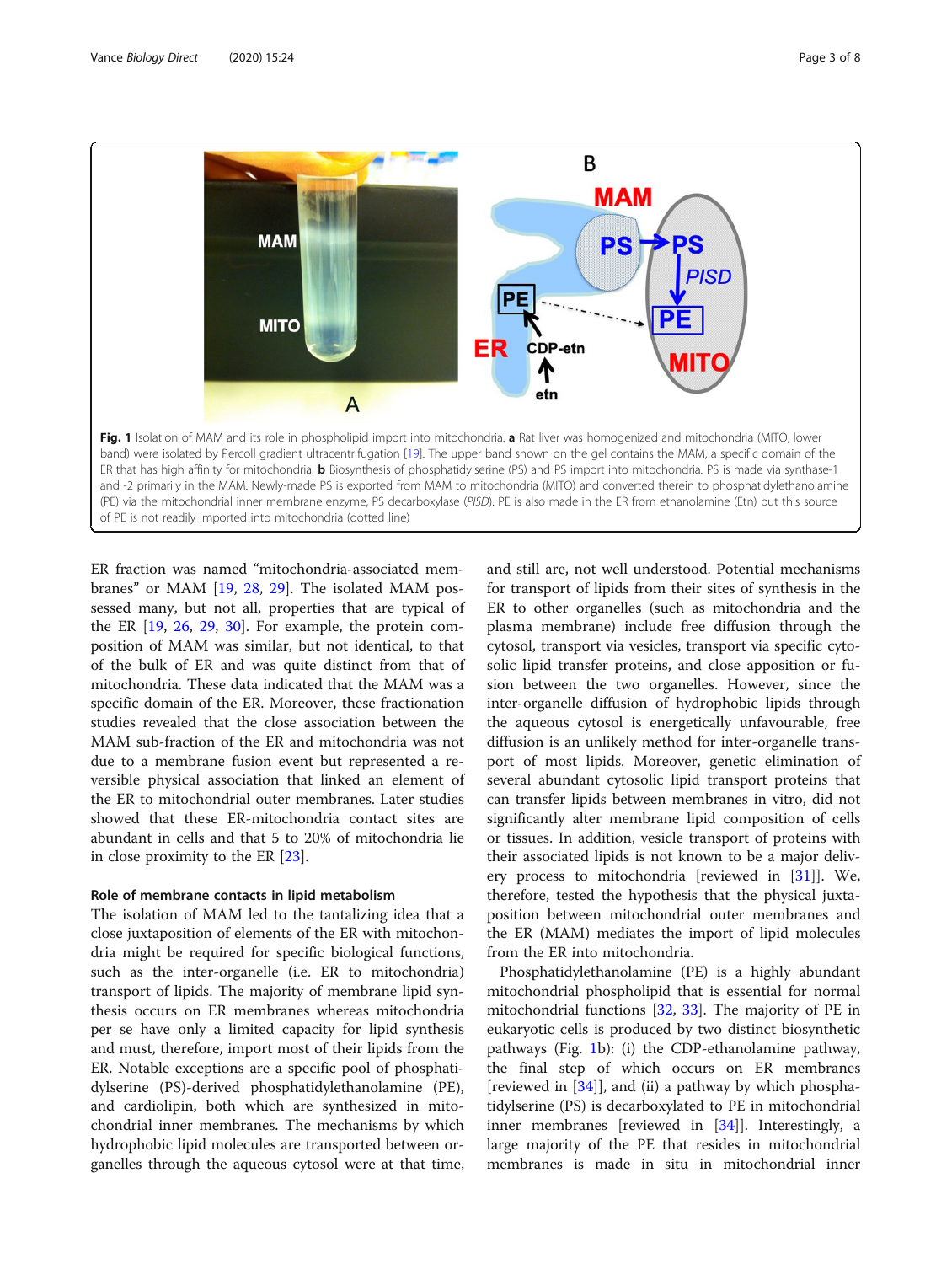**Fig. 1** Isolation of MAM and its role in phospholipid import into mitochondria. **a** Rat liver was homogenized and mitochondria (MITO, lower band) were isolated by Percoll gradient ultracentrifugation [19]. The upper band shown on the gel contains the MAM, a specific domain of the ER that has high affinity for mitochondria. **b** Biosynthesis of phosphatidylserine (PS) and PS import into mitochondria. PS is made via synthase-1 and -2 primarily in the MAM. Newly-made PS is exported from MAM to mitochondria (MITO) and converted therein to phosphatidylethanolamine (PE) via the mitochondrial inner membrane enzyme, PS decarboxylase (*PISD*). PE is also made in the ER from ethanolamine (Etn) but this source of PE is not readily imported into mitochondria (dotted line)

ER fraction was named "mitochondria-associated membranes" or MAM [19, 28, 29]. The isolated MAM possessed many, but not all, properties that are typical of the ER [19, 26, 29, 30]. For example, the protein composition of MAM was similar, but not identical, to that of the bulk of ER and was quite distinct from that of mitochondria. These data indicated that the MAM was a specific domain of the ER. Moreover, these fractionation studies revealed that the close association between the MAM sub-fraction of the ER and mitochondria was not due to a membrane fusion event but represented a reversible physical association that linked an element of the ER to mitochondrial outer membranes. Later studies showed that these ER-mitochondria contact sites are abundant in cells and that 5 to 20% of mitochondria lie in close proximity to the ER [23].

### Role of membrane contacts in lipid metabolism

The isolation of MAM led to the tantalizing idea that a close juxtaposition of elements of the ER with mitochondria might be required for specific biological functions, such as the inter-organelle (i.e. ER to mitochondria) transport of lipids. The majority of membrane lipid synthesis occurs on ER membranes whereas mitochondria per se have only a limited capacity for lipid synthesis and must, therefore, import most of their lipids from the ER. Notable exceptions are a specific pool of phosphatidylserine (PS)-derived phosphatidylethanolamine (PE), and cardiolipin, both which are synthesized in mitochondrial inner membranes. The mechanisms by which hydrophobic lipid molecules are transported between organelles through the aqueous cytosol were at that time, and still are, not well understood. Potential mechanisms for transport of lipids from their sites of synthesis in the ER to other organelles (such as mitochondria and the plasma membrane) include free diffusion through the cytosol, transport via vesicles, transport via specific cytosolic lipid transfer proteins, and close apposition or fusion between the two organelles. However, since the inter-organelle diffusion of hydrophobic lipids through the aqueous cytosol is energetically unfavourable, free diffusion is an unlikely method for inter-organelle transport of most lipids. Moreover, genetic elimination of several abundant cytosolic lipid transport proteins that can transfer lipids between membranes in vitro, did not significantly alter membrane lipid composition of cells or tissues. In addition, vesicle transport of proteins with their associated lipids is not known to be a major delivery process to mitochondria [reviewed in [31]]. We, therefore, tested the hypothesis that the physical juxtaposition between mitochondrial outer membranes and the ER (MAM) mediates the import of lipid molecules from the ER into mitochondria.

Phosphatidylethanolamine (PE) is a highly abundant mitochondrial phospholipid that is essential for normal mitochondrial functions [32, 33]. The majority of PE in eukaryotic cells is produced by two distinct biosynthetic pathways (Fig. 1b): (i) the CDP-ethanolamine pathway, the final step of which occurs on ER membranes [reviewed in [34]], and (ii) a pathway by which phosphatidylserine (PS) is decarboxylated to PE in mitochondrial inner membranes [reviewed in [34]]. Interestingly, a large majority of the PE that resides in mitochondrial membranes is made in situ in mitochondrial inner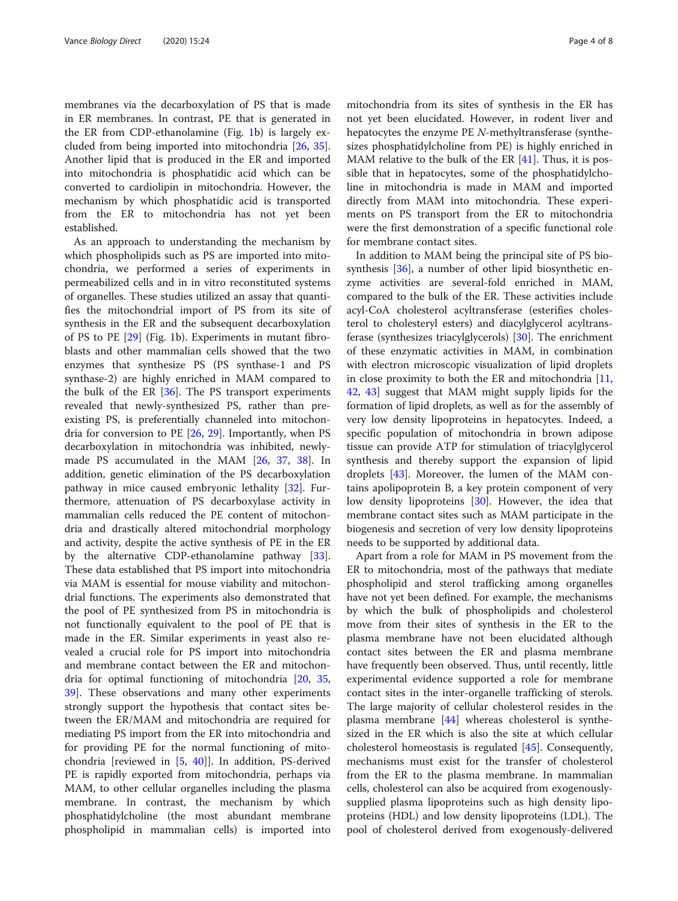membranes via the decarboxylation of PS that is made in ER membranes. In contrast, PE that is generated in the ER from CDP-ethanolamine (Fig. 1b) is largely excluded from being imported into mitochondria [26, 35]. Another lipid that is produced in the ER and imported into mitochondria is phosphatidic acid which can be converted to cardiolipin in mitochondria. However, the mechanism by which phosphatidic acid is transported from the ER to mitochondria has not yet been established.

As an approach to understanding the mechanism by which phospholipids such as PS are imported into mitochondria, we performed a series of experiments in permeabilized cells and in in vitro reconstituted systems of organelles. These studies utilized an assay that quantifies the mitochondrial import of PS from its site of synthesis in the ER and the subsequent decarboxylation of PS to PE [29] (Fig. 1b). Experiments in mutant fibroblasts and other mammalian cells showed that the two enzymes that synthesize PS (PS synthase-1 and PS synthase-2) are highly enriched in MAM compared to the bulk of the ER [36]. The PS transport experiments revealed that newly-synthesized PS, rather than pre-existing PS, is preferentially channeled into mitochondria for conversion to PE [26, 29]. Importantly, when PS decarboxylation in mitochondria was inhibited, newly-made PS accumulated in the MAM [26, 37, 38]. In addition, genetic elimination of the PS decarboxylation pathway in mice caused embryonic lethality [32]. Furthermore, attenuation of PS decarboxylase activity in mammalian cells reduced the PE content of mitochondria and drastically altered mitochondrial morphology and activity, despite the active synthesis of PE in the ER by the alternative CDP-ethanolamine pathway [33]. These data established that PS import into mitochondria via MAM is essential for mouse viability and mitochondrial functions. The experiments also demonstrated that the pool of PE synthesized from PS in mitochondria is not functionally equivalent to the pool of PE that is made in the ER. Similar experiments in yeast also revealed a crucial role for PS import into mitochondria and membrane contact between the ER and mitochondria for optimal functioning of mitochondria [20, 35, 39]. These observations and many other experiments strongly support the hypothesis that contact sites between the ER/MAM and mitochondria are required for mediating PS import from the ER into mitochondria and for providing PE for the normal functioning of mitochondria [reviewed in [5, 40]]. In addition, PS-derived PE is rapidly exported from mitochondria, perhaps via MAM, to other cellular organelles including the plasma membrane. In contrast, the mechanism by which phosphatidylcholine (the most abundant membrane phospholipid in mammalian cells) is imported into mitochondria from its sites of synthesis in the ER has not yet been elucidated. However, in rodent liver and hepatocytes the enzyme PE *N*-methyltransferase (synthesizes phosphatidylcholine from PE) is highly enriched in MAM relative to the bulk of the ER [41]. Thus, it is possible that in hepatocytes, some of the phosphatidylcholine in mitochondria is made in MAM and imported directly from MAM into mitochondria. These experiments on PS transport from the ER to mitochondria were the first demonstration of a specific functional role for membrane contact sites.

In addition to MAM being the principal site of PS biosynthesis [36], a number of other lipid biosynthetic enzyme activities are several-fold enriched in MAM, compared to the bulk of the ER. These activities include acyl-CoA cholesterol acyltransferase (esterifies cholesterol to cholesteryl esters) and diacylglycerol acyltransferase (synthesizes triacylglycerols) [30]. The enrichment of these enzymatic activities in MAM, in combination with electron microscopic visualization of lipid droplets in close proximity to both the ER and mitochondria [11, 42, 43] suggest that MAM might supply lipids for the formation of lipid droplets, as well as for the assembly of very low density lipoproteins in hepatocytes. Indeed, a specific population of mitochondria in brown adipose tissue can provide ATP for stimulation of triacylglycerol synthesis and thereby support the expansion of lipid droplets [43]. Moreover, the lumen of the MAM contains apolipoprotein B, a key protein component of very low density lipoproteins [30]. However, the idea that membrane contact sites such as MAM participate in the biogenesis and secretion of very low density lipoproteins needs to be supported by additional data.

Apart from a role for MAM in PS movement from the ER to mitochondria, most of the pathways that mediate phospholipid and sterol trafficking among organelles have not yet been defined. For example, the mechanisms by which the bulk of phospholipids and cholesterol move from their sites of synthesis in the ER to the plasma membrane have not been elucidated although contact sites between the ER and plasma membrane have frequently been observed. Thus, until recently, little experimental evidence supported a role for membrane contact sites in the inter-organelle trafficking of sterols. The large majority of cellular cholesterol resides in the plasma membrane [44] whereas cholesterol is synthesized in the ER which is also the site at which cellular cholesterol homeostasis is regulated [45]. Consequently, mechanisms must exist for the transfer of cholesterol from the ER to the plasma membrane. In mammalian cells, cholesterol can also be acquired from exogenously-supplied plasma lipoproteins such as high density lipoproteins (HDL) and low density lipoproteins (LDL). The pool of cholesterol derived from exogenously-delivered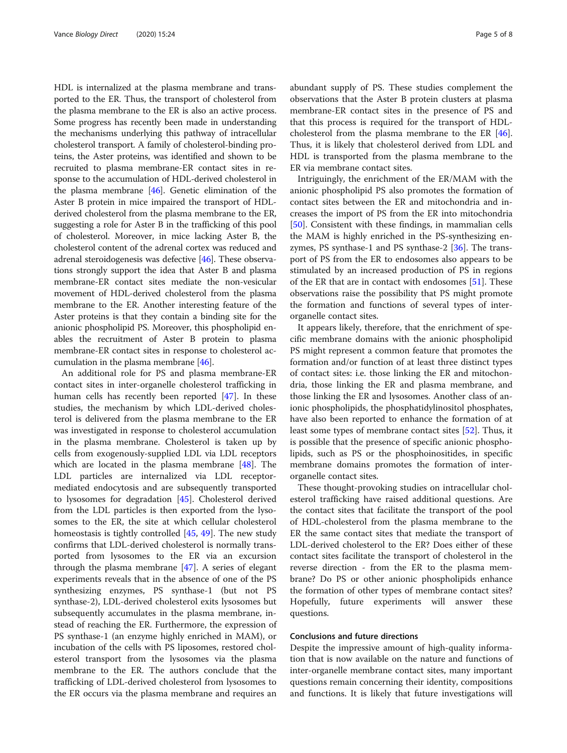HDL is internalized at the plasma membrane and transported to the ER. Thus, the transport of cholesterol from the plasma membrane to the ER is also an active process. Some progress has recently been made in understanding the mechanisms underlying this pathway of intracellular cholesterol transport. A family of cholesterol-binding proteins, the Aster proteins, was identified and shown to be recruited to plasma membrane-ER contact sites in response to the accumulation of HDL-derived cholesterol in the plasma membrane [46]. Genetic elimination of the Aster B protein in mice impaired the transport of HDL-derived cholesterol from the plasma membrane to the ER, suggesting a role for Aster B in the trafficking of this pool of cholesterol. Moreover, in mice lacking Aster B, the cholesterol content of the adrenal cortex was reduced and adrenal steroidogenesis was defective [46]. These observations strongly support the idea that Aster B and plasma membrane-ER contact sites mediate the non-vesicular movement of HDL-derived cholesterol from the plasma membrane to the ER. Another interesting feature of the Aster proteins is that they contain a binding site for the anionic phospholipid PS. Moreover, this phospholipid enables the recruitment of Aster B protein to plasma membrane-ER contact sites in response to cholesterol accumulation in the plasma membrane [46].

An additional role for PS and plasma membrane-ER contact sites in inter-organelle cholesterol trafficking in human cells has recently been reported [47]. In these studies, the mechanism by which LDL-derived cholesterol is delivered from the plasma membrane to the ER was investigated in response to cholesterol accumulation in the plasma membrane. Cholesterol is taken up by cells from exogenously-supplied LDL via LDL receptors which are located in the plasma membrane [48]. The LDL particles are internalized via LDL receptor-mediated endocytosis and are subsequently transported to lysosomes for degradation [45]. Cholesterol derived from the LDL particles is then exported from the lysosomes to the ER, the site at which cellular cholesterol homeostasis is tightly controlled [45, 49]. The new study confirms that LDL-derived cholesterol is normally transported from lysosomes to the ER via an excursion through the plasma membrane [47]. A series of elegant experiments reveals that in the absence of one of the PS synthesizing enzymes, PS synthase-1 (but not PS synthase-2), LDL-derived cholesterol exits lysosomes but subsequently accumulates in the plasma membrane, instead of reaching the ER. Furthermore, the expression of PS synthase-1 (an enzyme highly enriched in MAM), or incubation of the cells with PS liposomes, restored cholesterol transport from the lysosomes via the plasma membrane to the ER. The authors conclude that the trafficking of LDL-derived cholesterol from lysosomes to the ER occurs via the plasma membrane and requires an abundant supply of PS. These studies complement the observations that the Aster B protein clusters at plasma membrane-ER contact sites in the presence of PS and that this process is required for the transport of HDL-cholesterol from the plasma membrane to the ER [46]. Thus, it is likely that cholesterol derived from LDL and HDL is transported from the plasma membrane to the ER via membrane contact sites.

Intriguingly, the enrichment of the ER/MAM with the anionic phospholipid PS also promotes the formation of contact sites between the ER and mitochondria and increases the import of PS from the ER into mitochondria [50]. Consistent with these findings, in mammalian cells the MAM is highly enriched in the PS-synthesizing enzymes, PS synthase-1 and PS synthase-2 [36]. The transport of PS from the ER to endosomes also appears to be stimulated by an increased production of PS in regions of the ER that are in contact with endosomes [51]. These observations raise the possibility that PS might promote the formation and functions of several types of inter-organelle contact sites.

It appears likely, therefore, that the enrichment of specific membrane domains with the anionic phospholipid PS might represent a common feature that promotes the formation and/or function of at least three distinct types of contact sites: i.e. those linking the ER and mitochondria, those linking the ER and plasma membrane, and those linking the ER and lysosomes. Another class of anionic phospholipids, the phosphatidylinositol phosphates, have also been reported to enhance the formation of at least some types of membrane contact sites [52]. Thus, it is possible that the presence of specific anionic phospholipids, such as PS or the phosphoinositides, in specific membrane domains promotes the formation of inter-organelle contact sites.

These thought-provoking studies on intracellular cholesterol trafficking have raised additional questions. Are the contact sites that facilitate the transport of the pool of HDL-cholesterol from the plasma membrane to the ER the same contact sites that mediate the transport of LDL-derived cholesterol to the ER? Does either of these contact sites facilitate the transport of cholesterol in the reverse direction - from the ER to the plasma membrane? Do PS or other anionic phospholipids enhance the formation of other types of membrane contact sites? Hopefully, future experiments will answer these questions.

## Conclusions and future directions

Despite the impressive amount of high-quality information that is now available on the nature and functions of inter-organelle membrane contact sites, many important questions remain concerning their identity, compositions and functions. It is likely that future investigations will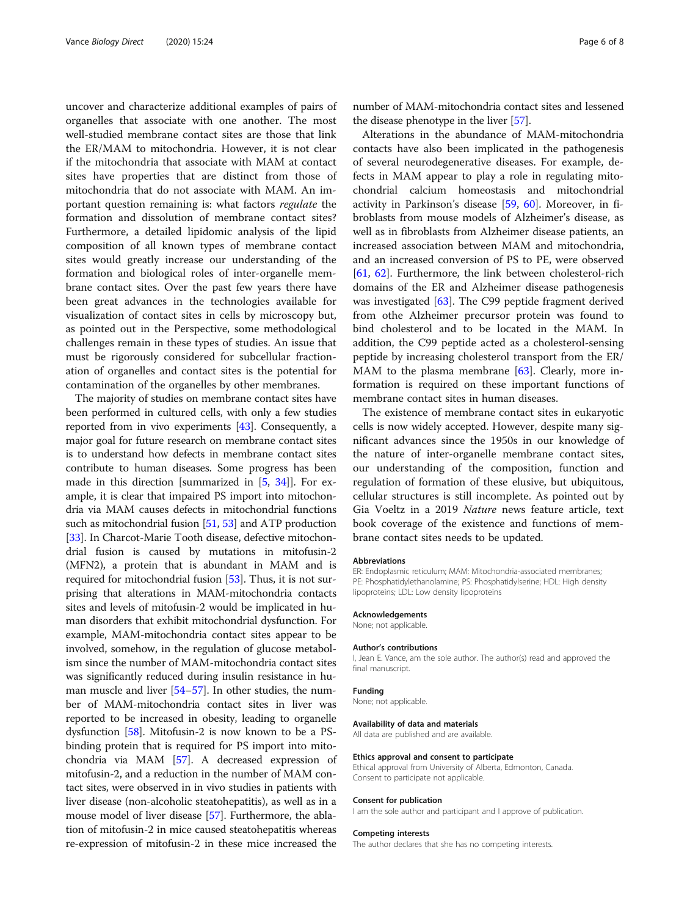uncover and characterize additional examples of pairs of organelles that associate with one another. The most well-studied membrane contact sites are those that link the ER/MAM to mitochondria. However, it is not clear if the mitochondria that associate with MAM at contact sites have properties that are distinct from those of mitochondria that do not associate with MAM. An important question remaining is: what factors *regulate* the formation and dissolution of membrane contact sites? Furthermore, a detailed lipidomic analysis of the lipid composition of all known types of membrane contact sites would greatly increase our understanding of the formation and biological roles of inter-organelle membrane contact sites. Over the past few years there have been great advances in the technologies available for visualization of contact sites in cells by microscopy but, as pointed out in the Perspective, some methodological challenges remain in these types of studies. An issue that must be rigorously considered for subcellular fractionation of organelles and contact sites is the potential for contamination of the organelles by other membranes.

The majority of studies on membrane contact sites have been performed in cultured cells, with only a few studies reported from in vivo experiments [43]. Consequently, a major goal for future research on membrane contact sites is to understand how defects in membrane contact sites contribute to human diseases. Some progress has been made in this direction [summarized in [5, 34]]. For example, it is clear that impaired PS import into mitochondria via MAM causes defects in mitochondrial functions such as mitochondrial fusion [51, 53] and ATP production [33]. In Charcot-Marie Tooth disease, defective mitochondrial fusion is caused by mutations in mitofusin-2 (MFN2), a protein that is abundant in MAM and is required for mitochondrial fusion [53]. Thus, it is not surprising that alterations in MAM-mitochondria contacts sites and levels of mitofusin-2 would be implicated in human disorders that exhibit mitochondrial dysfunction. For example, MAM-mitochondria contact sites appear to be involved, somehow, in the regulation of glucose metabolism since the number of MAM-mitochondria contact sites was significantly reduced during insulin resistance in human muscle and liver [54–57]. In other studies, the number of MAM-mitochondria contact sites in liver was reported to be increased in obesity, leading to organelle dysfunction [58]. Mitofusin-2 is now known to be a PS-binding protein that is required for PS import into mitochondria via MAM [57]. A decreased expression of mitofusin-2, and a reduction in the number of MAM contact sites, were observed in in vivo studies in patients with liver disease (non-alcoholic steatohepatitis), as well as in a mouse model of liver disease [57]. Furthermore, the ablation of mitofusin-2 in mice caused steatohepatitis whereas re-expression of mitofusin-2 in these mice increased the number of MAM-mitochondria contact sites and lessened the disease phenotype in the liver [57].

Alterations in the abundance of MAM-mitochondria contacts have also been implicated in the pathogenesis of several neurodegenerative diseases. For example, defects in MAM appear to play a role in regulating mitochondrial calcium homeostasis and mitochondrial activity in Parkinson's disease [59, 60]. Moreover, in fibroblasts from mouse models of Alzheimer's disease, as well as in fibroblasts from Alzheimer disease patients, an increased association between MAM and mitochondria, and an increased conversion of PS to PE, were observed [61, 62]. Furthermore, the link between cholesterol-rich domains of the ER and Alzheimer disease pathogenesis was investigated [63]. The C99 peptide fragment derived from othe Alzheimer precursor protein was found to bind cholesterol and to be located in the MAM. In addition, the C99 peptide acted as a cholesterol-sensing peptide by increasing cholesterol transport from the ER/MAM to the plasma membrane [63]. Clearly, more information is required on these important functions of membrane contact sites in human diseases.

The existence of membrane contact sites in eukaryotic cells is now widely accepted. However, despite many significant advances since the 1950s in our knowledge of the nature of inter-organelle membrane contact sites, our understanding of the composition, function and regulation of formation of these elusive, but ubiquitous, cellular structures is still incomplete. As pointed out by Gia Voeltz in a 2019 *Nature* news feature article, text book coverage of the existence and functions of membrane contact sites needs to be updated.

#### Abbreviations

ER: Endoplasmic reticulum; MAM: Mitochondria-associated membranes; PE: Phosphatidylethanolamine; PS: Phosphatidylserine; HDL: High density lipoproteins; LDL: Low density lipoproteins

#### Acknowledgements

None; not applicable.

#### Author's contributions

I, Jean E. Vance, am the sole author. The author(s) read and approved the final manuscript.

#### Funding

None; not applicable.

#### Availability of data and materials

All data are published and are available.

#### Ethics approval and consent to participate

Ethical approval from University of Alberta, Edmonton, Canada. Consent to participate not applicable.

#### Consent for publication

I am the sole author and participant and I approve of publication.

#### Competing interests

The author declares that she has no competing interests.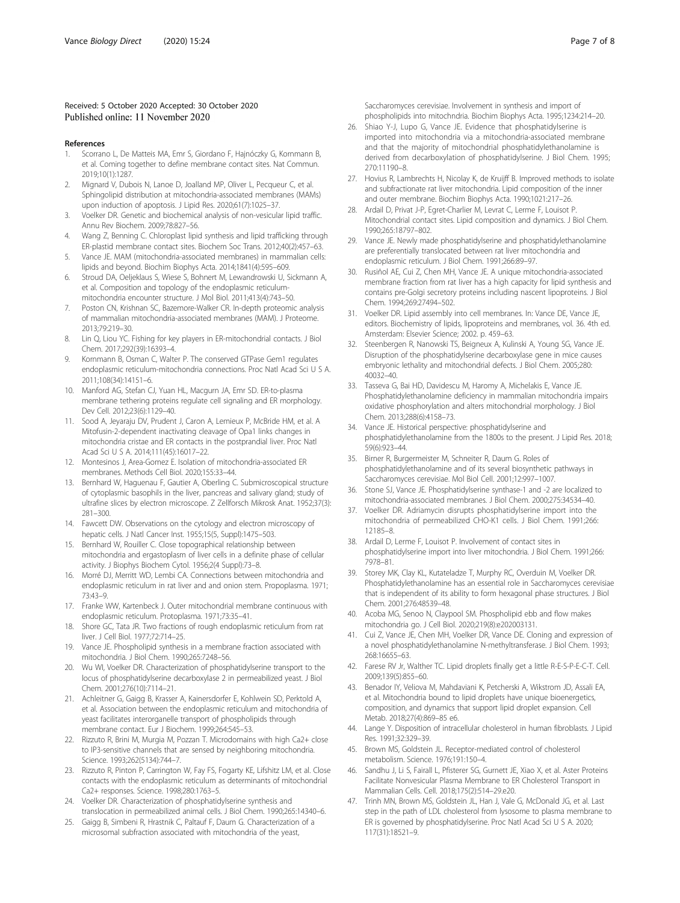Received: 5 October 2020 Accepted: 30 October 2020
Published online: 11 November 2020

## References

1. Scorrano L, De Matteis MA, Emr S, Giordano F, Hajnóczky G, Kornmann B, et al. Coming together to define membrane contact sites. Nat Commun. 2019;10(1):1287.
2. Mignard V, Dubois N, Lanoe D, Joalland MP, Oliver L, Pecqueur C, et al. Sphingolipid distribution at mitochondria-associated membranes (MAMs) upon induction of apoptosis. J Lipid Res. 2020;61(7):1025–37.
3. Voelker DR. Genetic and biochemical analysis of non-vesicular lipid traffic. Annu Rev Biochem. 2009;78:827–56.
4. Wang Z, Benning C. Chloroplast lipid synthesis and lipid trafficking through ER-plastid membrane contact sites. Biochem Soc Trans. 2012;40(2):457–63.
5. Vance JE. MAM (mitochondria-associated membranes) in mammalian cells: lipids and beyond. Biochim Biophys Acta. 2014;1841(4):595–609.
6. Stroud DA, Oeljeklaus S, Wiese S, Bohnert M, Lewandrowski U, Sickmann A, et al. Composition and topology of the endoplasmic reticulum-mitochondria encounter structure. J Mol Biol. 2011;413(4):743–50.
7. Poston CN, Krishnan SC, Bazemore-Walker CR. In-depth proteomic analysis of mammalian mitochondria-associated membranes (MAM). J Proteome. 2013;79:219–30.
8. Lin Q, Liou YC. Fishing for key players in ER-mitochondrial contacts. J Biol Chem. 2017;292(39):16393–4.
9. Kornmann B, Osman C, Walter P. The conserved GTPase Gem1 regulates endoplasmic reticulum-mitochondria connections. Proc Natl Acad Sci U S A. 2011;108(34):14151–6.
10. Manford AG, Stefan CJ, Yuan HL, Macgurn JA, Emr SD. ER-to-plasma membrane tethering proteins regulate cell signaling and ER morphology. Dev Cell. 2012;23(6):1129–40.
11. Sood A, Jeyaraju DV, Prudent J, Caron A, Lemieux P, McBride HM, et al. A Mitofusin-2-dependent inactivating cleavage of Opa1 links changes in mitochondria cristae and ER contacts in the postprandial liver. Proc Natl Acad Sci U S A. 2014;111(45):16017–22.
12. Montesinos J, Area-Gomez E. Isolation of mitochondria-associated ER membranes. Methods Cell Biol. 2020;155:33–44.
13. Bernhard W, Haguenau F, Gautier A, Oberling C. Submicroscopical structure of cytoplasmic basophils in the liver, pancreas and salivary gland; study of ultrafine slices by electron microscope. Z Zellforsch Mikrosk Anat. 1952;37(3):281–300.
14. Fawcett DW. Observations on the cytology and electron microscopy of hepatic cells. J Natl Cancer Inst. 1955;15(5, Suppl):1475–503.
15. Bernhard W, Rouiller C. Close topographical relationship between mitochondria and ergastoplasm of liver cells in a definite phase of cellular activity. J Biophys Biochem Cytol. 1956;2(4 Suppl):73–8.
16. Morré DJ, Merritt WD, Lembi CA. Connections between mitochondria and endoplasmic reticulum in rat liver and and onion stem. Propoplasma. 1971;73:43–9.
17. Franke WW, Kartenbeck J. Outer mitochondrial membrane continuous with endoplasmic reticulum. Protoplasma. 1971;73:35–41.
18. Shore GC, Tata JR. Two fractions of rough endoplasmic reticulum from rat liver. J Cell Biol. 1977;72:714–25.
19. Vance JE. Phospholipid synthesis in a membrane fraction associated with mitochondria. J Biol Chem. 1990;265:7248–56.
20. Wu WI, Voelker DR. Characterization of phosphatidylserine transport to the locus of phosphatidylserine decarboxylase 2 in permeabilized yeast. J Biol Chem. 2001;276(10):7114–21.
21. Achleitner G, Gaigg B, Krasser A, Kainersdorfer E, Kohlwein SD, Perktold A, et al. Association between the endoplasmic reticulum and mitochondria of yeast facilitates interorganelle transport of phospholipids through membrane contact. Eur J Biochem. 1999;264:545–53.
22. Rizzuto R, Brini M, Murgia M, Pozzan T. Microdomains with high Ca2+ close to IP3-sensitive channels that are sensed by neighboring mitochondria. Science. 1993;262(5134):744–7.
23. Rizzuto R, Pinton P, Carrington W, Fay FS, Fogarty KE, Lifshitz LM, et al. Close contacts with the endoplasmic reticulum as determinants of mitochondrial Ca2+ responses. Science. 1998;280:1763–5.
24. Voelker DR. Characterization of phosphatidylserine synthesis and translocation in permeabilized animal cells. J Biol Chem. 1990;265:14340–6.
25. Gaigg B, Simbeni R, Hrastnik C, Paltauf F, Daum G. Characterization of a microsomal subfraction associated with mitochondria of the yeast, Saccharomyces cerevisiae. Involvement in synthesis and import of phospholipids into mitochndria. Biochim Biophys Acta. 1995;1234:214–20.
26. Shiao Y-J, Lupo G, Vance JE. Evidence that phosphatidylserine is imported into mitochondria via a mitochondria-associated membrane and that the majority of mitochondrial phosphatidylethanolamine is derived from decarboxylation of phosphatidylserine. J Biol Chem. 1995;270:11190–8.
27. Hovius R, Lambrechts H, Nicolay K, de Kruijff B. Improved methods to isolate and subfractionate rat liver mitochondria. Lipid composition of the inner and outer membrane. Biochim Biophys Acta. 1990;1021:217–26.
28. Ardail D, Privat J-P, Egret-Charlier M, Levrat C, Lerme F, Louisot P. Mitochondrial contact sites. Lipid composition and dynamics. J Biol Chem. 1990;265:18797–802.
29. Vance JE. Newly made phosphatidylserine and phosphatidylethanolamine are preferentially translocated between rat liver mitochondria and endoplasmic reticulum. J Biol Chem. 1991;266:89–97.
30. Rusiñol AE, Cui Z, Chen MH, Vance JE. A unique mitochondria-associated membrane fraction from rat liver has a high capacity for lipid synthesis and contains pre-Golgi secretory proteins including nascent lipoproteins. J Biol Chem. 1994;269:27494–502.
31. Voelker DR. Lipid assembly into cell membranes. In: Vance DE, Vance JE, editors. Biochemistry of lipids, lipoproteins and membranes, vol. 36. 4th ed. Amsterdam: Elsevier Science; 2002. p. 459–63.
32. Steenbergen R, Nanowski TS, Beigneux A, Kulinski A, Young SG, Vance JE. Disruption of the phosphatidylserine decarboxylase gene in mice causes embryonic lethality and mitochondrial defects. J Biol Chem. 2005;280:40032–40.
33. Tasseva G, Bai HD, Davidescu M, Haromy A, Michelakis E, Vance JE. Phosphatidylethanolamine deficiency in mammalian mitochondria impairs oxidative phosphorylation and alters mitochondrial morphology. J Biol Chem. 2013;288(6):4158–73.
34. Vance JE. Historical perspective: phosphatidylserine and phosphatidylethanolamine from the 1800s to the present. J Lipid Res. 2018;59(6):923–44.
35. Birner R, Burgermeister M, Schneiter R, Daum G. Roles of phosphatidylethanolamine and of its several biosynthetic pathways in Saccharomyces cerevisiae. Mol Biol Cell. 2001;12:997–1007.
36. Stone SJ, Vance JE. Phosphatidylserine synthase-1 and -2 are localized to mitochondria-associated membranes. J Biol Chem. 2000;275:34534–40.
37. Voelker DR. Adriamycin disrupts phosphatidylserine import into the mitochondria of permeabilized CHO-K1 cells. J Biol Chem. 1991;266:12185–8.
38. Ardail D, Lerme F, Louisot P. Involvement of contact sites in phosphatidylserine import into liver mitochondria. J Biol Chem. 1991;266:7978–81.
39. Storey MK, Clay KL, Kutateladze T, Murphy RC, Overduin M, Voelker DR. Phosphatidylethanolamine has an essential role in Saccharomyces cerevisiae that is independent of its ability to form hexagonal phase structures. J Biol Chem. 2001;276:48539–48.
40. Acoba MG, Senoo N, Claypool SM. Phospholipid ebb and flow makes mitochondria go. J Cell Biol. 2020;219(8):e202003131.
41. Cui Z, Vance JE, Chen MH, Voelker DR, Vance DE. Cloning and expression of a novel phosphatidylethanolamine N-methyltransferase. J Biol Chem. 1993;268:16655–63.
42. Farese RV Jr, Walther TC. Lipid droplets finally get a little R-E-S-P-E-C-T. Cell. 2009;139(5):855–60.
43. Benador IY, Veliova M, Mahdaviani K, Petcherski A, Wikstrom JD, Assali EA, et al. Mitochondria bound to lipid droplets have unique bioenergetics, composition, and dynamics that support lipid droplet expansion. Cell Metab. 2018;27(4):869–85 e6.
44. Lange Y. Disposition of intracellular cholesterol in human fibroblasts. J Lipid Res. 1991;32:329–39.
45. Brown MS, Goldstein JL. Receptor-mediated control of cholesterol metabolism. Science. 1976;191:150–4.
46. Sandhu J, Li S, Fairall L, Pfisterer SG, Gurnett JE, Xiao X, et al. Aster Proteins Facilitate Nonvesicular Plasma Membrane to ER Cholesterol Transport in Mammalian Cells. Cell. 2018;175(2):514–29.e20.
47. Trinh MN, Brown MS, Goldstein JL, Han J, Vale G, McDonald JG, et al. Last step in the path of LDL cholesterol from lysosome to plasma membrane to ER is governed by phosphatidylserine. Proc Natl Acad Sci U S A. 2020;117(31):18521–9.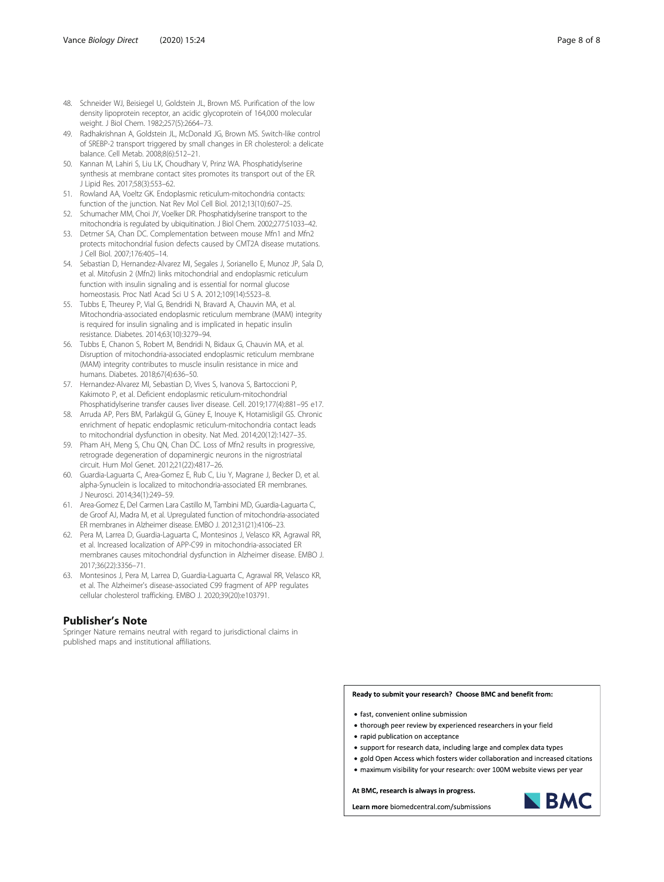48. Schneider WJ, Beisiegel U, Goldstein JL, Brown MS. Purification of the low density lipoprotein receptor, an acidic glycoprotein of 164,000 molecular weight. J Biol Chem. 1982;257(5):2664–73.
49. Radhakrishnan A, Goldstein JL, McDonald JG, Brown MS. Switch-like control of SREBP-2 transport triggered by small changes in ER cholesterol: a delicate balance. Cell Metab. 2008;8(6):512–21.
50. Kannan M, Lahiri S, Liu LK, Choudhary V, Prinz WA. Phosphatidylserine synthesis at membrane contact sites promotes its transport out of the ER. J Lipid Res. 2017;58(3):553–62.
51. Rowland AA, Voeltz GK. Endoplasmic reticulum-mitochondria contacts: function of the junction. Nat Rev Mol Cell Biol. 2012;13(10):607–25.
52. Schumacher MM, Choi JY, Voelker DR. Phosphatidylserine transport to the mitochondria is regulated by ubiquitination. J Biol Chem. 2002;277:51033–42.
53. Detmer SA, Chan DC. Complementation between mouse Mfn1 and Mfn2 protects mitochondrial fusion defects caused by CMT2A disease mutations. J Cell Biol. 2007;176:405–14.
54. Sebastian D, Hernandez-Alvarez MI, Segales J, Sorianello E, Munoz JP, Sala D, et al. Mitofusin 2 (Mfn2) links mitochondrial and endoplasmic reticulum function with insulin signaling and is essential for normal glucose homeostasis. Proc Natl Acad Sci U S A. 2012;109(14):5523–8.
55. Tubbs E, Theurey P, Vial G, Bendridi N, Bravard A, Chauvin MA, et al. Mitochondria-associated endoplasmic reticulum membrane (MAM) integrity is required for insulin signaling and is implicated in hepatic insulin resistance. Diabetes. 2014;63(10):3279–94.
56. Tubbs E, Chanon S, Robert M, Bendridi N, Bidaux G, Chauvin MA, et al. Disruption of mitochondria-associated endoplasmic reticulum membrane (MAM) integrity contributes to muscle insulin resistance in mice and humans. Diabetes. 2018;67(4):636–50.
57. Hernandez-Alvarez MI, Sebastian D, Vives S, Ivanova S, Bartoccioni P, Kakimoto P, et al. Deficient endoplasmic reticulum-mitochondrial Phosphatidylserine transfer causes liver disease. Cell. 2019;177(4):881–95 e17.
58. Arruda AP, Pers BM, Parlakgül G, Güney E, Inouye K, Hotamisligil GS. Chronic enrichment of hepatic endoplasmic reticulum-mitochondria contact leads to mitochondrial dysfunction in obesity. Nat Med. 2014;20(12):1427–35.
59. Pham AH, Meng S, Chu QN, Chan DC. Loss of Mfn2 results in progressive, retrograde degeneration of dopaminergic neurons in the nigrostriatal circuit. Hum Mol Genet. 2012;21(22):4817–26.
60. Guardia-Laguarta C, Area-Gomez E, Rub C, Liu Y, Magrane J, Becker D, et al. alpha-Synuclein is localized to mitochondria-associated ER membranes. J Neurosci. 2014;34(1):249–59.
61. Area-Gomez E, Del Carmen Lara Castillo M, Tambini MD, Guardia-Laguarta C, de Groof AJ, Madra M, et al. Upregulated function of mitochondria-associated ER membranes in Alzheimer disease. EMBO J. 2012;31(21):4106–23.
62. Pera M, Larrea D, Guardia-Laguarta C, Montesinos J, Velasco KR, Agrawal RR, et al. Increased localization of APP-C99 in mitochondria-associated ER membranes causes mitochondrial dysfunction in Alzheimer disease. EMBO J. 2017;36(22):3356–71.
63. Montesinos J, Pera M, Larrea D, Guardia-Laguarta C, Agrawal RR, Velasco KR, et al. The Alzheimer's disease-associated C99 fragment of APP regulates cellular cholesterol trafficking. EMBO J. 2020;39(20):e103791.

## Publisher's Note

Springer Nature remains neutral with regard to jurisdictional claims in published maps and institutional affiliations.

**Ready to submit your research? Choose BMC and benefit from:**

- fast, convenient online submission
- thorough peer review by experienced researchers in your field
- rapid publication on acceptance
- support for research data, including large and complex data types
- gold Open Access which fosters wider collaboration and increased citations
- maximum visibility for your research: over 100M website views per year

**At BMC, research is always in progress.**

**Learn more** biomedcentral.com/submissions